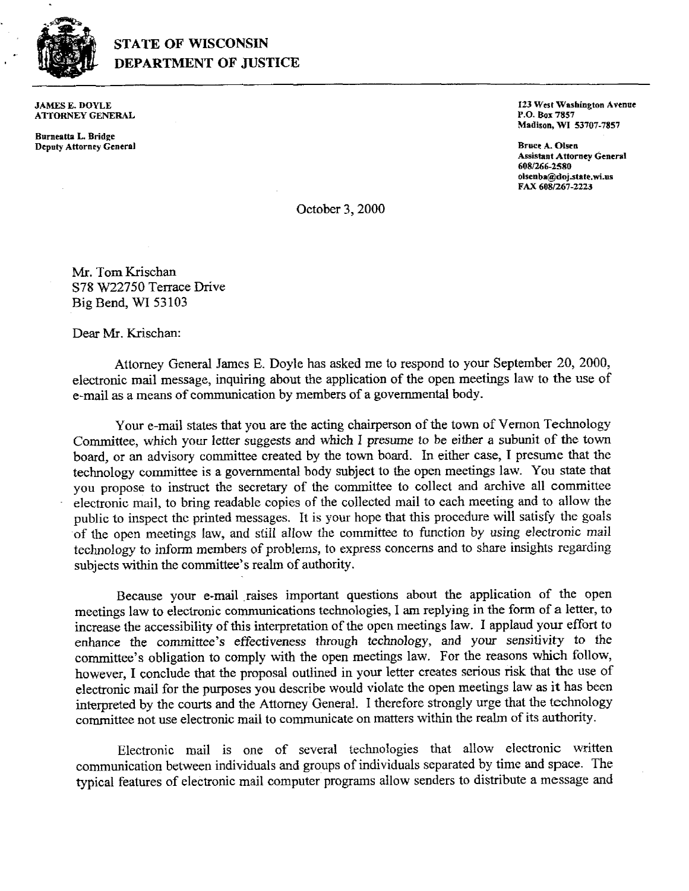# STATE OF WISCONSIN
# DEPARTMENT OF JUSTICE

**JAMES E. DOYLE**
**ATTORNEY GENERAL**

**Burneatta L. Bridge**
**Deputy Attorney General**

**123 West Washington Avenue**
**P.O. Box 7857**
**Madison, WI 53707-7857**

**Bruce A. Olsen**
**Assistant Attorney General**
**608/266-2580**
**olsenba@doj.state.wi.us**
**FAX 608/267-2223**

October 3, 2000

Mr. Tom Krischan
S78 W22750 Terrace Drive
Big Bend, WI 53103

Dear Mr. Krischan:

Attorney General James E. Doyle has asked me to respond to your September 20, 2000, electronic mail message, inquiring about the application of the open meetings law to the use of e-mail as a means of communication by members of a governmental body.

Your e-mail states that you are the acting chairperson of the town of Vernon Technology Committee, which your letter suggests and which I presume to be either a subunit of the town board, or an advisory committee created by the town board. In either case, I presume that the technology committee is a governmental body subject to the open meetings law. You state that you propose to instruct the secretary of the committee to collect and archive all committee electronic mail, to bring readable copies of the collected mail to each meeting and to allow the public to inspect the printed messages. It is your hope that this procedure will satisfy the goals of the open meetings law, and still allow the committee to function by using electronic mail technology to inform members of problems, to express concerns and to share insights regarding subjects within the committee's realm of authority.

Because your e-mail raises important questions about the application of the open meetings law to electronic communications technologies, I am replying in the form of a letter, to increase the accessibility of this interpretation of the open meetings law. I applaud your effort to enhance the committee's effectiveness through technology, and your sensitivity to the committee's obligation to comply with the open meetings law. For the reasons which follow, however, I conclude that the proposal outlined in your letter creates serious risk that the use of electronic mail for the purposes you describe would violate the open meetings law as it has been interpreted by the courts and the Attorney General. I therefore strongly urge that the technology committee not use electronic mail to communicate on matters within the realm of its authority.

Electronic mail is one of several technologies that allow electronic written communication between individuals and groups of individuals separated by time and space. The typical features of electronic mail computer programs allow senders to distribute a message and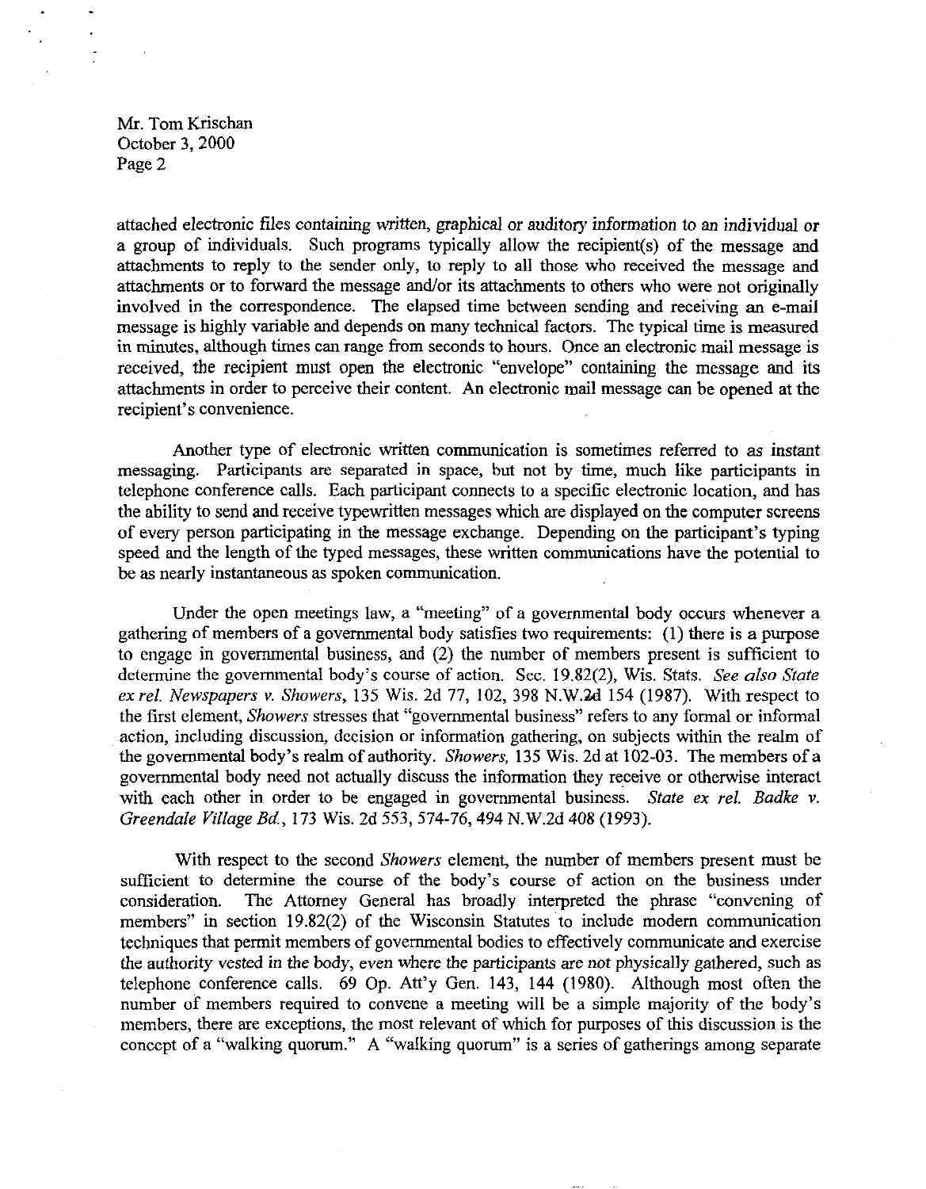attached electronic files containing written, graphical or auditory information to an individual or a group of individuals. Such programs typically allow the recipient(s) of the message and attachments to reply to the sender only, to reply to all those who received the message and attachments or to forward the message and/or its attachments to others who were not originally involved in the correspondence. The elapsed time between sending and receiving an e-mail message is highly variable and depends on many technical factors. The typical time is measured in minutes, although times can range from seconds to hours. Once an electronic mail message is received, the recipient must open the electronic "envelope" containing the message and its attachments in order to perceive their content. An electronic mail message can be opened at the recipient's convenience.

Another type of electronic written communication is sometimes referred to as instant messaging. Participants are separated in space, but not by time, much like participants in telephone conference calls. Each participant connects to a specific electronic location, and has the ability to send and receive typewritten messages which are displayed on the computer screens of every person participating in the message exchange. Depending on the participant's typing speed and the length of the typed messages, these written communications have the potential to be as nearly instantaneous as spoken communication.

Under the open meetings law, a "meeting" of a governmental body occurs whenever a gathering of members of a governmental body satisfies two requirements: (1) there is a purpose to engage in governmental business, and (2) the number of members present is sufficient to determine the governmental body's course of action. Sec. 19.82(2), Wis. Stats. *See also State ex rel. Newspapers v. Showers*, 135 Wis. 2d 77, 102, 398 N.W.2d 154 (1987). With respect to the first element, *Showers* stresses that "governmental business" refers to any formal or informal action, including discussion, decision or information gathering, on subjects within the realm of the governmental body's realm of authority. *Showers*, 135 Wis. 2d at 102-03. The members of a governmental body need not actually discuss the information they receive or otherwise interact with each other in order to be engaged in governmental business. *State ex rel. Badke v. Greendale Village Bd.*, 173 Wis. 2d 553, 574-76, 494 N.W.2d 408 (1993).

With respect to the second *Showers* element, the number of members present must be sufficient to determine the course of the body's course of action on the business under consideration. The Attorney General has broadly interpreted the phrase "convening of members" in section 19.82(2) of the Wisconsin Statutes to include modern communication techniques that permit members of governmental bodies to effectively communicate and exercise the authority vested in the body, even where the participants are not physically gathered, such as telephone conference calls. 69 Op. Att'y Gen. 143, 144 (1980). Although most often the number of members required to convene a meeting will be a simple majority of the body's members, there are exceptions, the most relevant of which for purposes of this discussion is the concept of a "walking quorum." A "walking quorum" is a series of gatherings among separate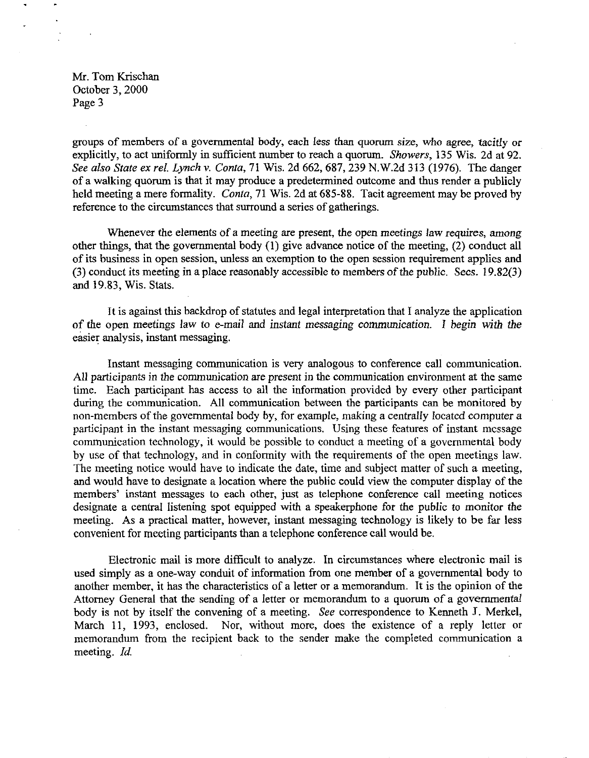Mr. Tom Krischan
October 3, 2000
Page 3

groups of members of a governmental body, each less than quorum size, who agree, tacitly or explicitly, to act uniformly in sufficient number to reach a quorum. *Showers*, 135 Wis. 2d at 92. *See also State ex rel. Lynch v. Conta*, 71 Wis. 2d 662, 687, 239 N.W.2d 313 (1976). The danger of a walking quorum is that it may produce a predetermined outcome and thus render a publicly held meeting a mere formality. *Conta*, 71 Wis. 2d at 685-88. Tacit agreement may be proved by reference to the circumstances that surround a series of gatherings.

Whenever the elements of a meeting are present, the open meetings law requires, among other things, that the governmental body (1) give advance notice of the meeting, (2) conduct all of its business in open session, unless an exemption to the open session requirement applies and (3) conduct its meeting in a place reasonably accessible to members of the public. Secs. 19.82(3) and 19.83, Wis. Stats.

It is against this backdrop of statutes and legal interpretation that I analyze the application of the open meetings law to e-mail and instant messaging communication. I begin with the easier analysis, instant messaging.

Instant messaging communication is very analogous to conference call communication. All participants in the communication are present in the communication environment at the same time. Each participant has access to all the information provided by every other participant during the communication. All communication between the participants can be monitored by non-members of the governmental body by, for example, making a centrally located computer a participant in the instant messaging communications. Using these features of instant message communication technology, it would be possible to conduct a meeting of a governmental body by use of that technology, and in conformity with the requirements of the open meetings law. The meeting notice would have to indicate the date, time and subject matter of such a meeting, and would have to designate a location where the public could view the computer display of the members' instant messages to each other, just as telephone conference call meeting notices designate a central listening spot equipped with a speakerphone for the public to monitor the meeting. As a practical matter, however, instant messaging technology is likely to be far less convenient for meeting participants than a telephone conference call would be.

Electronic mail is more difficult to analyze. In circumstances where electronic mail is used simply as a one-way conduit of information from one member of a governmental body to another member, it has the characteristics of a letter or a memorandum. It is the opinion of the Attorney General that the sending of a letter or memorandum to a quorum of a governmental body is not by itself the convening of a meeting. *See* correspondence to Kenneth J. Merkel, March 11, 1993, enclosed. Nor, without more, does the existence of a reply letter or memorandum from the recipient back to the sender make the completed communication a meeting. *Id.*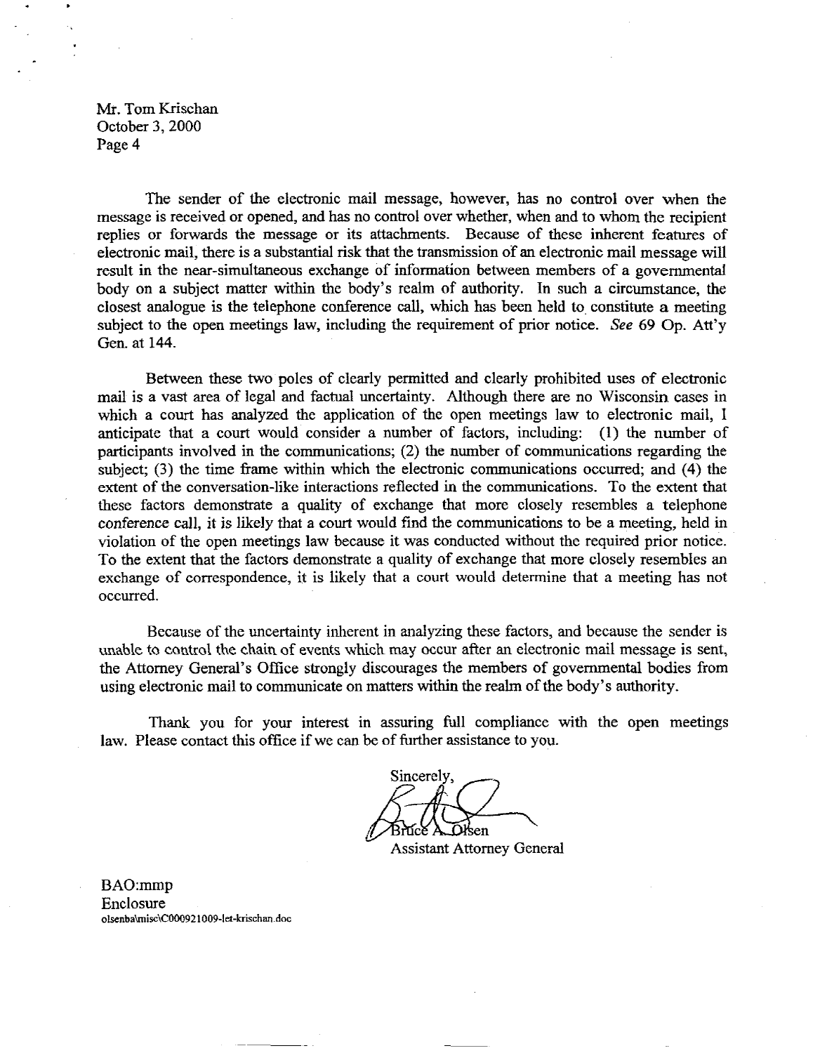Mr. Tom Krischan
October 3, 2000
Page 4

The sender of the electronic mail message, however, has no control over when the message is received or opened, and has no control over whether, when and to whom the recipient replies or forwards the message or its attachments. Because of these inherent features of electronic mail, there is a substantial risk that the transmission of an electronic mail message will result in the near-simultaneous exchange of information between members of a governmental body on a subject matter within the body's realm of authority. In such a circumstance, the closest analogue is the telephone conference call, which has been held to constitute a meeting subject to the open meetings law, including the requirement of prior notice. *See* 69 Op. Att'y Gen. at 144.

Between these two poles of clearly permitted and clearly prohibited uses of electronic mail is a vast area of legal and factual uncertainty. Although there are no Wisconsin cases in which a court has analyzed the application of the open meetings law to electronic mail, I anticipate that a court would consider a number of factors, including: (1) the number of participants involved in the communications; (2) the number of communications regarding the subject; (3) the time frame within which the electronic communications occurred; and (4) the extent of the conversation-like interactions reflected in the communications. To the extent that these factors demonstrate a quality of exchange that more closely resembles a telephone conference call, it is likely that a court would find the communications to be a meeting, held in violation of the open meetings law because it was conducted without the required prior notice. To the extent that the factors demonstrate a quality of exchange that more closely resembles an exchange of correspondence, it is likely that a court would determine that a meeting has not occurred.

Because of the uncertainty inherent in analyzing these factors, and because the sender is unable to control the chain of events which may occur after an electronic mail message is sent, the Attorney General's Office strongly discourages the members of governmental bodies from using electronic mail to communicate on matters within the realm of the body's authority.

Thank you for your interest in assuring full compliance with the open meetings law. Please contact this office if we can be of further assistance to you.

Sincerely,

Bruce A. Olsen
Assistant Attorney General

BAO:mmp
Enclosure
olsenba\misc\C000921009-let-krischan.doc